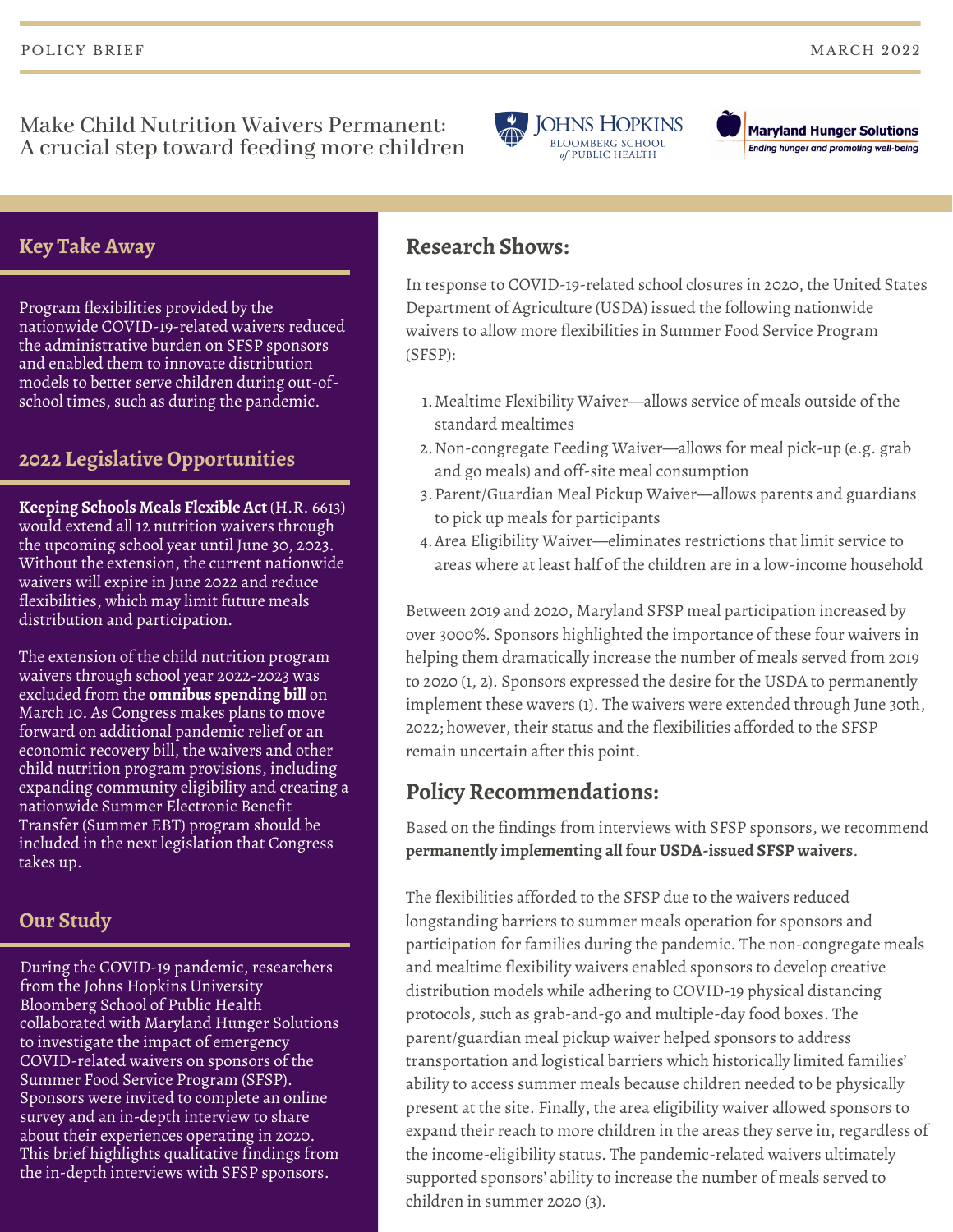POLICY BRIEF

MARCH 2022

# Make Child Nutrition Waivers Permanent: A crucial step toward feeding more children

Johns Hopkins Bloomberg School of Public Health

Maryland Hunger Solutions — Ending hunger and promoting well-being

## Key Take Away

Program flexibilities provided by the nationwide COVID-19-related waivers reduced the administrative burden on SFSP sponsors and enabled them to innovate distribution models to better serve children during out-of-school times, such as during the pandemic.

## 2022 Legislative Opportunities

**Keeping Schools Meals Flexible Act** (H.R. 6613) would extend all 12 nutrition waivers through the upcoming school year until June 30, 2023. Without the extension, the current nationwide waivers will expire in June 2022 and reduce flexibilities, which may limit future meals distribution and participation.

The extension of the child nutrition program waivers through school year 2022-2023 was excluded from the **omnibus spending bill** on March 10. As Congress makes plans to move forward on additional pandemic relief or an economic recovery bill, the waivers and other child nutrition program provisions, including expanding community eligibility and creating a nationwide Summer Electronic Benefit Transfer (Summer EBT) program should be included in the next legislation that Congress takes up.

## Our Study

During the COVID-19 pandemic, researchers from the Johns Hopkins University Bloomberg School of Public Health collaborated with Maryland Hunger Solutions to investigate the impact of emergency COVID-related waivers on sponsors of the Summer Food Service Program (SFSP). Sponsors were invited to complete an online survey and an in-depth interview to share about their experiences operating in 2020. This brief highlights qualitative findings from the in-depth interviews with SFSP sponsors.

## Research Shows:

In response to COVID-19-related school closures in 2020, the United States Department of Agriculture (USDA) issued the following nationwide waivers to allow more flexibilities in Summer Food Service Program (SFSP):

1. Mealtime Flexibility Waiver—allows service of meals outside of the standard mealtimes
2. Non-congregate Feeding Waiver—allows for meal pick-up (e.g. grab and go meals) and off-site meal consumption
3. Parent/Guardian Meal Pickup Waiver—allows parents and guardians to pick up meals for participants
4. Area Eligibility Waiver—eliminates restrictions that limit service to areas where at least half of the children are in a low-income household

Between 2019 and 2020, Maryland SFSP meal participation increased by over 3000%. Sponsors highlighted the importance of these four waivers in helping them dramatically increase the number of meals served from 2019 to 2020 (1, 2). Sponsors expressed the desire for the USDA to permanently implement these wavers (1). The waivers were extended through June 30th, 2022; however, their status and the flexibilities afforded to the SFSP remain uncertain after this point.

## Policy Recommendations:

Based on the findings from interviews with SFSP sponsors, we recommend **permanently implementing all four USDA-issued SFSP waivers**.

The flexibilities afforded to the SFSP due to the waivers reduced longstanding barriers to summer meals operation for sponsors and participation for families during the pandemic. The non-congregate meals and mealtime flexibility waivers enabled sponsors to develop creative distribution models while adhering to COVID-19 physical distancing protocols, such as grab-and-go and multiple-day food boxes. The parent/guardian meal pickup waiver helped sponsors to address transportation and logistical barriers which historically limited families' ability to access summer meals because children needed to be physically present at the site. Finally, the area eligibility waiver allowed sponsors to expand their reach to more children in the areas they serve in, regardless of the income-eligibility status. The pandemic-related waivers ultimately supported sponsors' ability to increase the number of meals served to children in summer 2020 (3).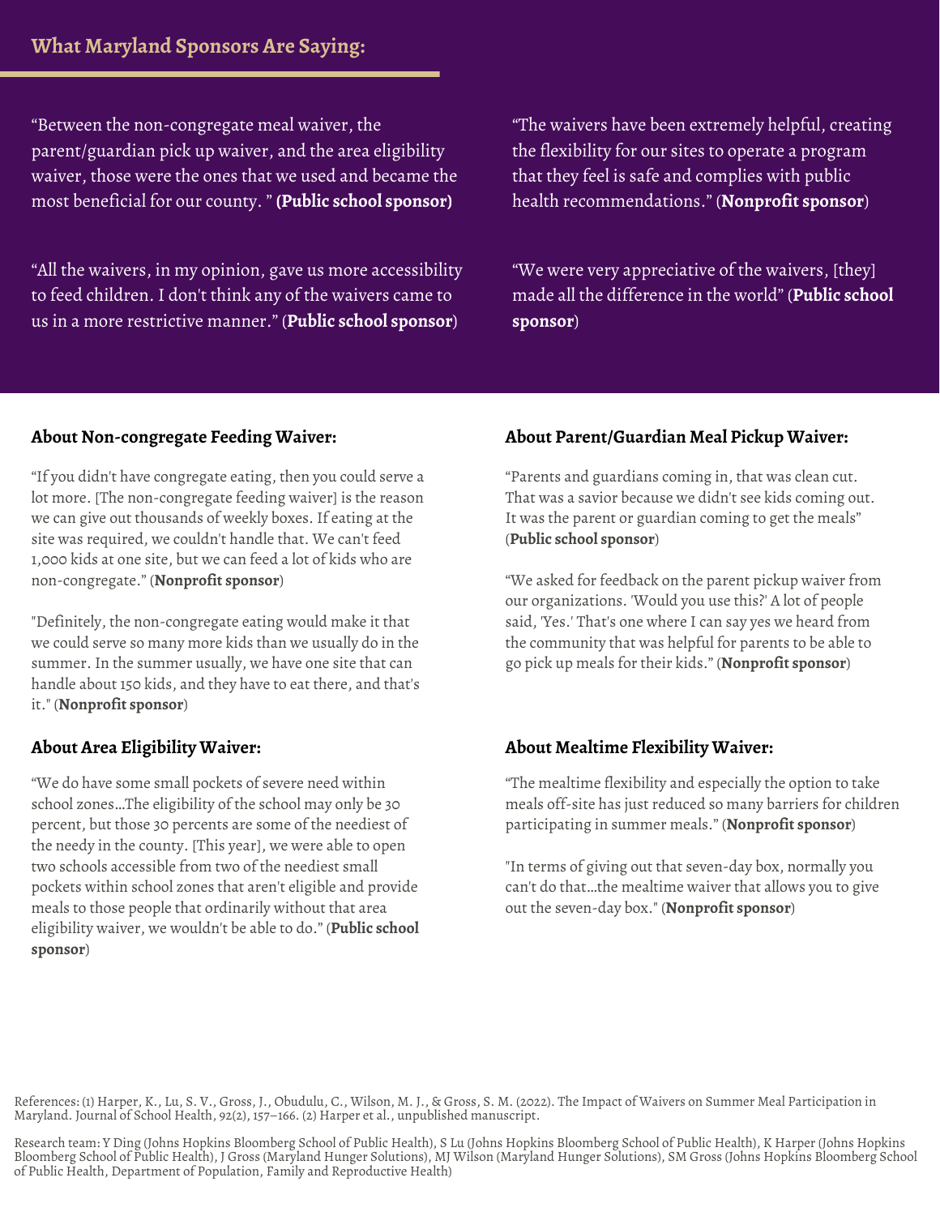## What Maryland Sponsors Are Saying:

"Between the non-congregate meal waiver, the parent/guardian pick up waiver, and the area eligibility waiver, those were the ones that we used and became the most beneficial for our county. " **(Public school sponsor)**

"All the waivers, in my opinion, gave us more accessibility to feed children. I don't think any of the waivers came to us in a more restrictive manner." (**Public school sponsor**)

"The waivers have been extremely helpful, creating the flexibility for our sites to operate a program that they feel is safe and complies with public health recommendations." (**Nonprofit sponsor**)

"We were very appreciative of the waivers, [they] made all the difference in the world" (**Public school sponsor**)

### About Non-congregate Feeding Waiver:

"If you didn't have congregate eating, then you could serve a lot more. [The non-congregate feeding waiver] is the reason we can give out thousands of weekly boxes. If eating at the site was required, we couldn't handle that. We can't feed 1,000 kids at one site, but we can feed a lot of kids who are non-congregate." (**Nonprofit sponsor**)

"Definitely, the non-congregate eating would make it that we could serve so many more kids than we usually do in the summer. In the summer usually, we have one site that can handle about 150 kids, and they have to eat there, and that's it." (**Nonprofit sponsor**)

### About Area Eligibility Waiver:

"We do have some small pockets of severe need within school zones…The eligibility of the school may only be 30 percent, but those 30 percents are some of the neediest of the needy in the county. [This year], we were able to open two schools accessible from two of the neediest small pockets within school zones that aren't eligible and provide meals to those people that ordinarily without that area eligibility waiver, we wouldn't be able to do." (**Public school sponsor**)

### About Parent/Guardian Meal Pickup Waiver:

"Parents and guardians coming in, that was clean cut. That was a savior because we didn't see kids coming out. It was the parent or guardian coming to get the meals" (**Public school sponsor**)

"We asked for feedback on the parent pickup waiver from our organizations. 'Would you use this?' A lot of people said, 'Yes.' That's one where I can say yes we heard from the community that was helpful for parents to be able to go pick up meals for their kids." (**Nonprofit sponsor**)

### About Mealtime Flexibility Waiver:

"The mealtime flexibility and especially the option to take meals off-site has just reduced so many barriers for children participating in summer meals." (**Nonprofit sponsor**)

"In terms of giving out that seven-day box, normally you can't do that…the mealtime waiver that allows you to give out the seven-day box." (**Nonprofit sponsor**)

References: (1) Harper, K., Lu, S. V., Gross, J., Obudulu, C., Wilson, M. J., & Gross, S. M. (2022). The Impact of Waivers on Summer Meal Participation in Maryland. Journal of School Health, 92(2), 157–166. (2) Harper et al., unpublished manuscript.

Research team: Y Ding (Johns Hopkins Bloomberg School of Public Health), S Lu (Johns Hopkins Bloomberg School of Public Health), K Harper (Johns Hopkins Bloomberg School of Public Health), J Gross (Maryland Hunger Solutions), MJ Wilson (Maryland Hunger Solutions), SM Gross (Johns Hopkins Bloomberg School of Public Health, Department of Population, Family and Reproductive Health)